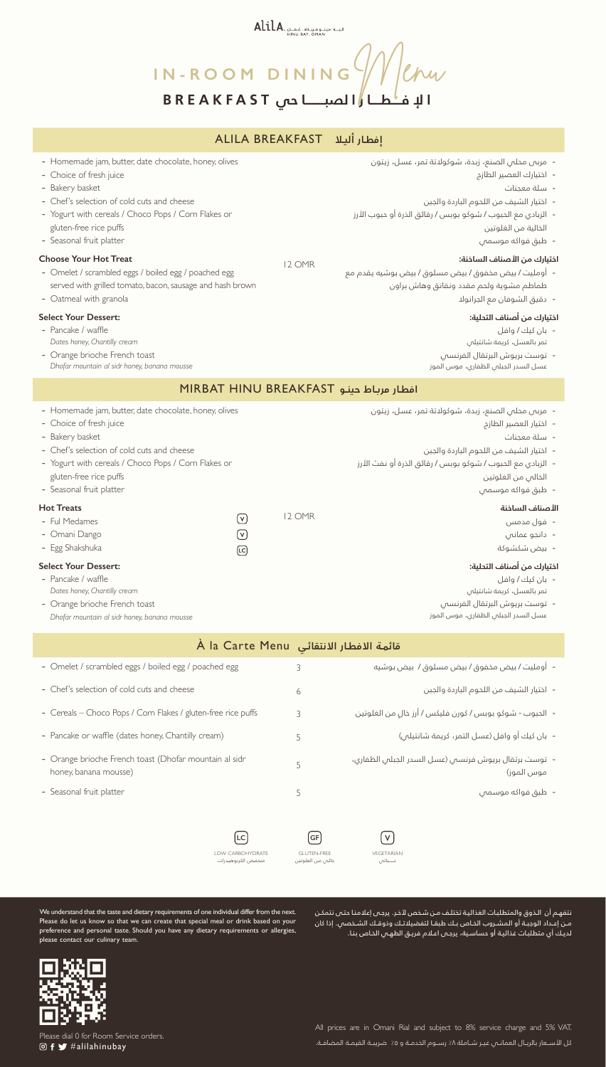Alila HINU BAY, OMAN

# IN-ROOM DINING Menu

## الإفطار الصباحي BREAKFAST

### ALILA BREAKFAST إفطار أليلا

- Homemade jam, butter, date chocolate, honey, olives
- Choice of fresh juice
- Bakery basket
- Chef's selection of cold cuts and cheese
- Yogurt with cereals / Choco Pops / Corn Flakes or gluten-free rice puffs
- Seasonal fruit platter

- مربى محلي الصنع، زبدة، شوكولاتة تمر، عسل، زيتون
- اختيارك العصير الطازج
- سلة معجنات
- اختيار الشيف من اللحوم الباردة والجبن
- الزبادي مع الحبوب / شوكو بوبس / رقائق الذرة أو حبوب الأرز الخالية من الغلوتين
- طبق فواكه موسمي

**Choose Your Hot Treat** — 12 OMR

- Omelet / scrambled eggs / boiled egg / poached egg served with grilled tomato, bacon, sausage and hash brown
- Oatmeal with granola

**اختيارك من الأصناف الساخنة:**

- أومليت / بيض مخفوق / بيض مسلوق / بيض بوشيه يقدم مع طماطم مشوية ولحم مقدد ونقانق وهاش براون
- دقيق الشوفان مع الجرانولا

**Select Your Dessert:**

- Pancake / waffle
  *Dates honey, Chantilly cream*
- Orange brioche French toast
  *Dhofar mountain al sidr honey, banana mousse*

**اختيارك من أصناف التحلية:**

- بان كيك / وافل
  تمر بالعسل، كريمة شانتيلي
- توست بريوش البرتقال الفرنسي
  عسل السدر الجبلي الظفاري، موس الموز

### MIRBAT HINU BREAKFAST افطار مرباط حينو

- Homemade jam, butter, date chocolate, honey, olives
- Choice of fresh juice
- Bakery basket
- Chef's selection of cold cuts and cheese
- Yogurt with cereals / Choco Pops / Corn Flakes or gluten-free rice puffs
- Seasonal fruit platter

- مربى محلي الصنع، زبدة، شوكولاتة تمر، عسل، زيتون
- اختيار العصير الطازج
- سلة معجنات
- اختيار الشيف من اللحوم الباردة والجبن
- الزبادي مع الحبوب / شوكو بوبس / رقائق الذرة أو نفث الأرز الخالي من الغلوتين
- طبق فواكه موسمي

**Hot Treats** — 12 OMR

- Ful Medames (V)
- Omani Dango (V)
- Egg Shakshuka (LC)

**الأصناف الساخنة**

- فول مدمس
- دانجو عماني
- بيض شكشوكة

**Select Your Dessert:**

- Pancake / waffle
  *Dates honey, Chantilly cream*
- Orange brioche French toast
  *Dhofar mountain al sidr honey, banana mousse*

**اختيارك من أصناف التحلية:**

- بان كيك / وافل
  تمر بالعسل، كريمة شانتيلي
- توست بريوش البرتقال الفرنسي
  عسل السدر الجبلي الظفاري، موس الموز

### À la Carte Menu قائمة الافطار الانتقائي

| Item | Price | الصنف |
|---|---|---|
| Omelet / scrambled eggs / boiled egg / poached egg | 3 | أومليت / بيض مخفوق / بيض مسلوق / بيض بوشيه |
| Chef's selection of cold cuts and cheese | 6 | اختيار الشيف من اللحوم الباردة والجبن |
| Cereals – Choco Pops / Corn Flakes / gluten-free rice puffs | 3 | الحبوب - شوكو بوبس / كورن فليكس / أرز خال من الغلوتين |
| Pancake or waffle (dates honey, Chantilly cream) | 5 | بان كيك أو وافل (عسل التمر، كريمة شانتيلي) |
| Orange brioche French toast (Dhofar mountain al sidr honey, banana mousse) | 5 | توست برتقال بريوش فرنسي (عسل السدر الجبلي الظفاري، موس الموز) |
| Seasonal fruit platter | 5 | طبق فواكه موسمي |

(LC) LOW CARBOHYDRATE منخفض الكربوهيدرات — (GF) GLUTEN-FREE خالي من الغلوتين — (V) VEGETARIAN نباتي

We understand that the taste and dietary requirements of one individual differ from the next. Please do let us know so that we can create that special meal or drink based on your preference and personal taste. Should you have any dietary requirements or allergies, please contact our culinary team.

نتفهم أن الذوق والمتطلبات الغذائية تختلف من شخص لآخر. يرجى إعلامنا حتى نتمكن من إعداد الوجبة أو المشروب الخاص بك طبقا لتفضيلاتك وذوقك الشخصي. إذا كان لديك أي متطلبات غذائية أو حساسية، يرجى اعلام فريق الطهي الخاص بنا.

Please dial 0 for Room Service orders.
#alilahinubay

All prices are in Omani Rial and subject to 8% service charge and 5% VAT.

كل الأسعار بالريال العماني غير شاملة ٨٪ رسوم الخدمة و ٥٪ ضريبة القيمة المضافة.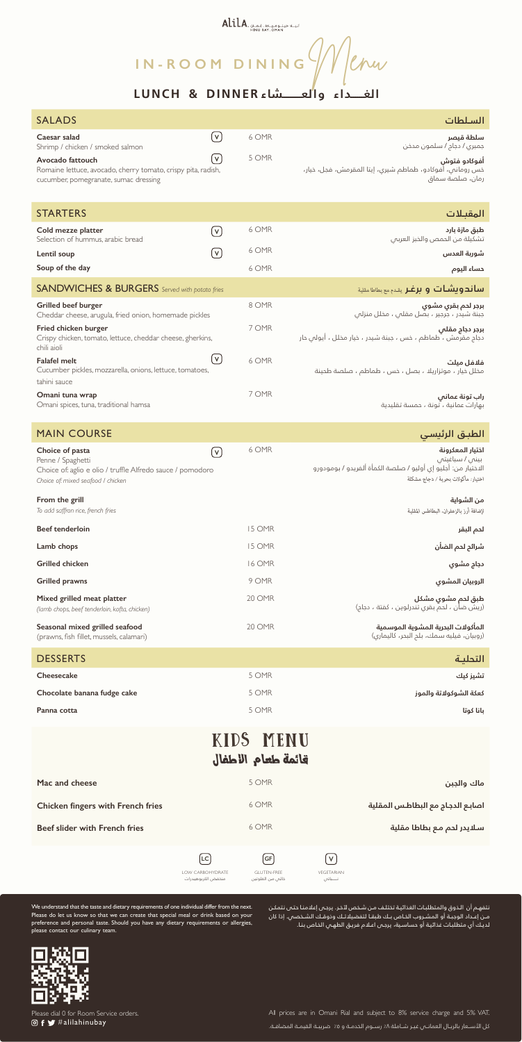Alila Hinu Bay, Oman

# IN-ROOM DINING Menu

## LUNCH & DINNER الغـــداء والعـــشاء

| SALADS | | Price | السلطات |
|---|---|---|---|
| **Caesar salad**<br>Shrimp / chicken / smoked salmon | (V) | 6 OMR | **سلطة قيصر**<br>جمبري / دجاج / سلمون مدخن |
| **Avocado fattouch**<br>Romaine lettuce, avocado, cherry tomato, crispy pita, radish, cucumber, pomegranate, sumac dressing | (V) | 5 OMR | **أفوكادو فتوش**<br>خس روماني، أفوكادو، طماطم شيري، إيتا المقرمش، فجل، خيار، رمان، صلصة سماق |

| STARTERS | | Price | المقبلات |
|---|---|---|---|
| **Cold mezze platter**<br>Selection of hummus, arabic bread | (V) | 6 OMR | **طبق مازة بارد**<br>تشكيلة من الحمص والخبز العربي |
| **Lentil soup** | (V) | 6 OMR | **شوربة العدس** |
| **Soup of the day** | | 6 OMR | **حساء اليوم** |

| SANDWICHES & BURGERS *Served with potato fries* | | Price | ساندويشات و برغر يقدم مع بطاطا مقلية |
|---|---|---|---|
| **Grilled beef burger**<br>Cheddar cheese, arugula, fried onion, homemade pickles | | 8 OMR | **برجر لحم بقري مشوي**<br>جبنة شيدر ، جرجير ، بصل مقلي ، مخلل منزلي |
| **Fried chicken burger**<br>Crispy chicken, tomato, lettuce, cheddar cheese, gherkins, chili aioli | | 7 OMR | **برجر دجاج مقلي**<br>دجاج مقرمش ، طماطم ، خس ، جبنة شيدر ، خيار مخلل ، أيولي حار |
| **Falafel melt**<br>Cucumber pickles, mozzarella, onions, lettuce, tomatoes, tahini sauce | (V) | 6 OMR | **فلافل ميلت**<br>مخلل خيار ، موتزاريلا ، بصل ، خس ، طماطم ، صلصة طحينة |
| **Omani tuna wrap**<br>Omani spices, tuna, traditional hamsa | | 7 OMR | **راب تونة عماني**<br>بهارات عمانية ، تونة ، حمسة تقليدية |

| MAIN COURSE | | Price | الطبق الرئيسي |
|---|---|---|---|
| **Choice of pasta**<br>Penne / Spaghetti<br>Choice of: aglio e olio / truffle Alfredo sauce / pomodoro<br>*Choice of: mixed seafood / chicken* | (V) | 6 OMR | **اختيار المعكرونة**<br>بيني / سباغيتي<br>الاختيار من: أجليو إي أوليو / صلصة الكمأة ألفريدو / بومودورو<br>اختيار: مأكولات بحرية / دجاج مشكلة |
| **From the grill**<br>*To add saffron rice, french fries* | | | **من الشواية**<br>لإضافة أرز بالزعفران، البطاطس المقلية |
| **Beef tenderloin** | | 15 OMR | **لحم البقر** |
| **Lamb chops** | | 15 OMR | **شرائح لحم الضأن** |
| **Grilled chicken** | | 16 OMR | **دجاج مشوي** |
| **Grilled prawns** | | 9 OMR | **الروبيان المشوي** |
| **Mixed grilled meat platter**<br>*(lamb chops, beef tenderloin, kofta, chicken)* | | 20 OMR | **طبق لحم مشوي مشكل**<br>(ريش ضأن ، لحم بقري تندرلوين ، كفتة ، دجاج) |
| **Seasonal mixed grilled seafood**<br>(prawns, fish fillet, mussels, calamari) | | 20 OMR | **المأكولات البحرية المشوية الموسمية**<br>(روبيان، فيليه سمك، بلح البحر، كاليماري) |

| DESSERTS | | Price | التحلية |
|---|---|---|---|
| **Cheesecake** | | 5 OMR | **تشيز كيك** |
| **Chocolate banana fudge cake** | | 5 OMR | **كعكة الشوكولاتة والموز** |
| **Panna cotta** | | 5 OMR | **بانا كوتا** |

## KIDS MENU قائمة طعام الاطفال

| | Price | |
|---|---|---|
| **Mac and cheese** | 5 OMR | **ماك والجبن** |
| **Chicken fingers with French fries** | 6 OMR | **اصابع الدجاج مع البطاطس المقلية** |
| **Beef slider with French fries** | 6 OMR | **سلايدر لحم مع بطاطا مقلية** |

(LC) LOW CARBOHYDRATE منخفض الكربوهيدرات | (GF) GLUTEN-FREE خالي من الغلوتين | (V) VEGETARIAN نباتي

We understand that the taste and dietary requirements of one individual differ from the next. Please do let us know so that we can create that special meal or drink based on your preference and personal taste. Should you have any dietary requirements or allergies, please contact our culinary team.

نتفهم أن الذوق والمتطلبات الغذائية تختلف من شخص لآخر. يرجى إعلامنا حتى نتمكن من إعداد الوجبة أو المشروب الخاص بك طبقا لتفضيلاتك وذوقك الشخصي. إذا كان لديك أي متطلبات غذائية أو حساسية، يرجى اعلام فريق الطهي الخاص بنا.

Please dial 0 for Room Service orders.
#alilahinubay

All prices are in Omani Rial and subject to 8% service charge and 5% VAT.

كل الأسعار بالريال العماني غير شاملة ٨٪ رسوم الخدمة و ٥٪ ضريبة القيمة المضافة.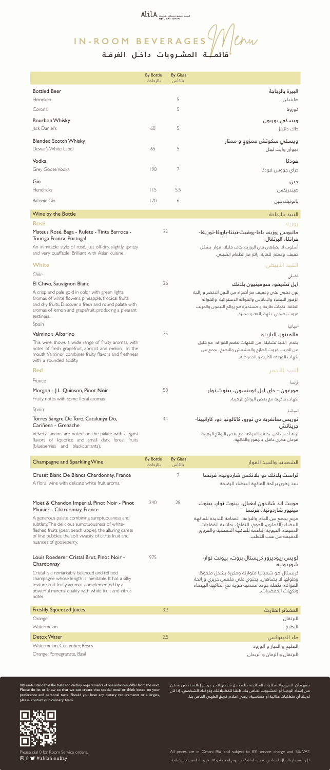# IN-ROOM BEVERAGES Menu

## قائمـــة المشـروبات داخـل الغرفـة

| | By Bottle بالزجاجة | By Glass بالكأس | |
|---|---|---|---|
| **Bottled Beer** | | | **البيرة بالزجاجة** |
| Heineken | | 5 | هاينيكن |
| Corona | | 5 | كورونا |
| **Bourbon Whisky** | | | **ويسكي بوربون** |
| Jack Daniel's | 60 | 5 | جاك دانيلز |
| **Blended Scotch Whisky** | | | **ويسكي سكوتش ممزوج و ممتاز** |
| Dewar's White Label | 65 | 5 | ديوارز وايت ليبل |
| **Vodka** | | | **فودكا** |
| Grey Goose Vodka | 190 | 7 | جراي جووس فودكا |
| **Gin** | | | **جين** |
| Hendricks | 115 | 5.5 | هيندريكس |
| Batonic Gin | 120 | 6 | باتونيك جين |

### Wine by the Bottle — النبيذ بالزجاجة

**Rosé** — روزيه

**Mateus Rosé, Baga - Rufete - Tinta Barroca - Touriga Franca, Portugal** — 32

ماتيوس روزيه، باجا-روفيت-تينتا-باروكا-توريغا-فرانكا، البرتغال

An inimitable style of rosé. Just off-dry, slightly spritzy and very quaffable. Brilliant with Asian cuisine.

أسلوب لا يضاهى في الروزيه. جاف قليلاً، فوار بشكل خفيف، وممتع للغاية. رائع مع الطعام الصيني.

**White** — النبيذ الأبيض

*Chile* — تشيلي

**El Chivo, Sauvignon Blanc** — 26

ايل تشيفو، سوفينيون بلانك

A crisp and pale gold in color with green lights, aromas of white flowers, pineapple, tropical fruits and dry fruits. Discover a fresh and round palate with aromas of lemon and grapefruit, producing a pleasant zestiness.

لون ذهبي نقي وخفيف مع أضواء من اللون الأخضر و رائحة الزهور البيضاء والأناناس والفواكه الاستوائية والفواكه الجافة. نكهات طازجة و مستديرة مع روائح الليمون والجريب فروت تضفي نكهة رائعة و مميزة.

*Spain* — اسبانيا

**Valminor, Albarino** — 75

فالمينور، الباريتو

This wine shows a wide range of fruity aromas, with notes of fresh grapefruit, apricot and melon. In the mouth, Valminor combines fruity flavors and freshness with a rounded acidity.

يقدم النبيذ تشكيلة من النكهات بطعم الفواكه مع قليل من الجريب فروت الطازج والمشمش والبطيخ. يجمع بين نكهات الفواكه الطرية و الحموضة.

**Red** — النبيذ الأحمر

*France* — فرنسا

**Morgon - J.L. Quinson, Pinot Noir** — 58

مورغون – جاي ايل كوينسون، بينوت نوار

Fruity notes with some floral aromas.

نكهات فاكهية مع بعض الروائح الزهرية.

*Spain* — اسبانيا

**Torres Sangre De Toro, Catalunya Do, Cariñena - Grenache** — 44

توريس سانغريه دي تورو، كاتالونيا دو، كارانيينا- جرينتاش

Velvety tannins are noted on the palate with elegant flavors of liquorice and small dark forest fruits (blueberries and blackcurrants).

لونه أحمر داكن بطعم الفواكه مع بعض الروائح الزهرية. فوحان عطري حافل بالزهور والفاكهة.

| Champagne and Sparkling Wine | By Bottle بالزجاجة | By Glass بالكأس | الشمبانيا والنبيذ الفوار |
|---|---|---|---|
| **Cruset Blanc De Blancs Chardonnay, France** | | 7 | **كراست بلانك دو بلانكس شاردونيه، فرنسا** |
| **Moët & Chandon Impérial, Pinot Noir - Pinot Miunier - Chardonnay, France** | 240 | 28 | **مويت اند شاندون ايمبريال، بينوت نوار، بينوت مينيور، شاردونيه، فرنسا** |
| **Louis Roederer Cristal Brut, Pinot Noir - Chardonnay** | 975 | | **لويس ريودريور كريستال بروت، بيونت نوار- شوردونيه** |

Cruset Blanc De Blancs: A floral wine with delicate white fruit aroma.

نبيذ زهري برائحة الفاكهة البيضاء الرقيقة

Moët & Chandon Impérial: A generous palate combining sumptuousness and subtlety. The delicious sumptuousness of white-fleshed fruits (pear, peach, apple), the alluring caress of fine bubbles, the soft vivacity of citrus fruit and nuances of gooseberry.

مزيج يجمع بين البذخ والبراعة. الفخامة اللذيذة للفاكهة البيضاء (الكمثرى، الخوخ، التفاح)، بجاذبية الفقاعات الدقيقة، الحيوية الناعمة للفاكهة الحمضية والفروق الدقيقة من عنب الثعلب.

Louis Roederer Cristal Brut: Cristal is a remarkably balanced and refined champagne whose length is inimitable. It has a silky texture and fruity aromas, complemented by a powerful mineral quality with white fruit and citrus notes.

كريستال هو شمبانيا متوازنة ومكررة بشكل ملحوظ وطولها لا يضاهى. يحتوي على ملمس حريري ورائحة الفواكه، تكمله جودة معدنية قوية مع الفاكهة البيضاء ونكهات الحمضيات.

| Freshly Squeezed Juices | 3.2 | العصائر الطازجة |
|---|---|---|
| Orange | | البرتقال |
| Watermelon | | البطيخ |
| **Detox Water** | 2.5 | **ماء الديتوكس** |
| Watermelon, Cucumber, Roses | | البطيخ و الخيار و الورود |
| Orange, Pomegranate, Basil | | البرتقال و الرمان و الريحان |

We understand that the taste and dietary requirements of one individual differ from the next. Please do let us know so that we can create that special meal or drink based on your preference and personal taste. Should you have any dietary requirements or allergies, please contact our culinary team.

نتفهم أن الذوق والمتطلبات الغذائية تختلف من شخص لآخر. يرجى إعلامنا حتى نتمكن من إعداد الوجبة أو المشروب الخاص بك طبقاً لتفضيلاتك وذوقك الشخصي. إذا كان لديك أي متطلبات غذائية أو حساسية، يرجى اعلام فريق الطهي الخاص بنا.

Please dial 0 for Room Service orders.

#alilahinubay

All prices are in Omani Rial and subject to 8% service charge and 5% VAT.

كل الأسعار بالريال العماني غير شاملة ٨٪ رسوم الخدمة و ٥٪ ضريبة القيمة المضافة.